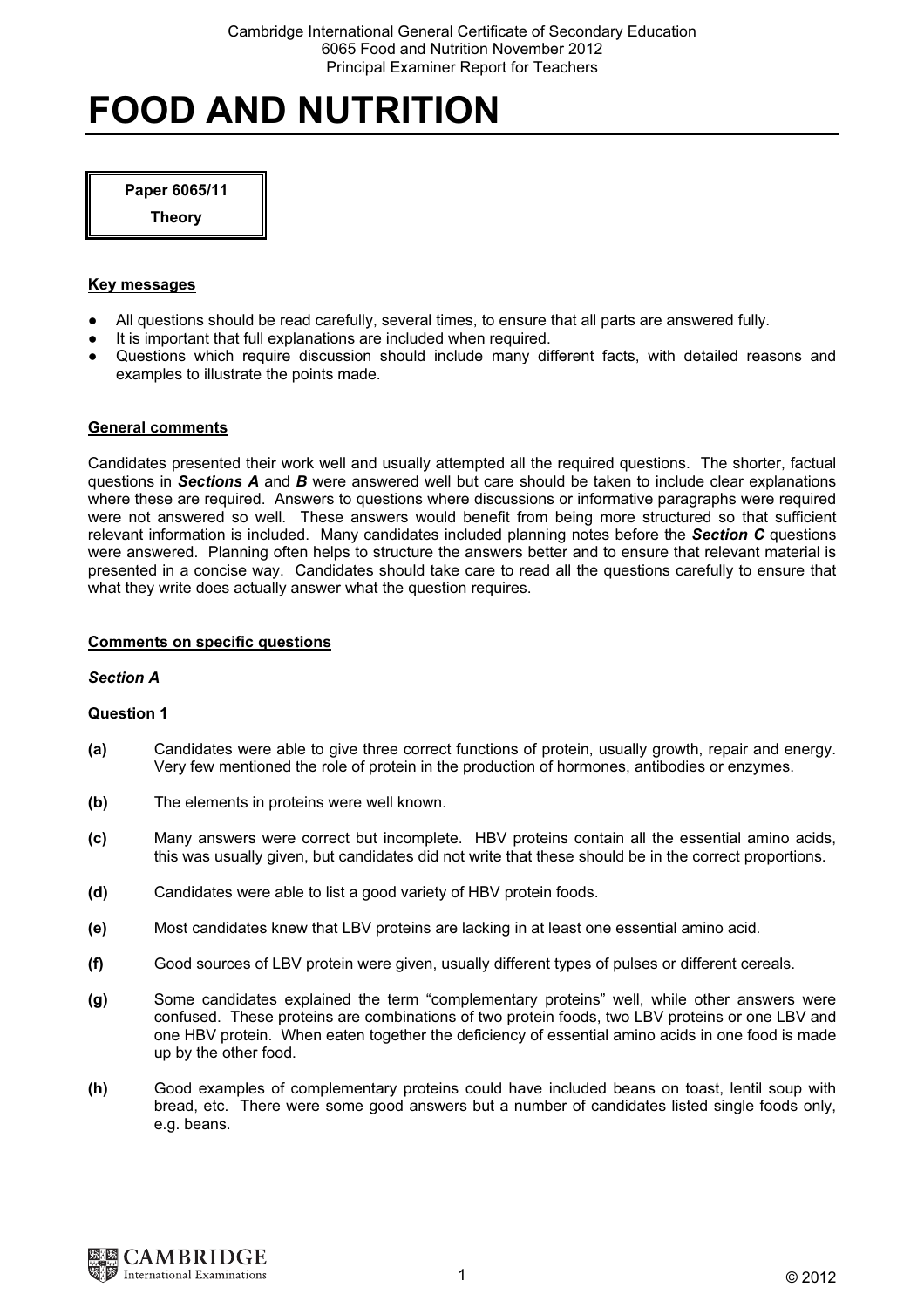# FOOD AND NUTRITION

**Paper 6065/11**

**Theory**

## Key messages

- All questions should be read carefully, several times, to ensure that all parts are answered fully.
- It is important that full explanations are included when required.
- Questions which require discussion should include many different facts, with detailed reasons and examples to illustrate the points made.

## General comments

Candidates presented their work well and usually attempted all the required questions. The shorter, factual questions in ***Sections A*** and ***B*** were answered well but care should be taken to include clear explanations where these are required. Answers to questions where discussions or informative paragraphs were required were not answered so well. These answers would benefit from being more structured so that sufficient relevant information is included. Many candidates included planning notes before the ***Section C*** questions were answered. Planning often helps to structure the answers better and to ensure that relevant material is presented in a concise way. Candidates should take care to read all the questions carefully to ensure that what they write does actually answer what the question requires.

## Comments on specific questions

### *Section A*

**Question 1**

**(a)** Candidates were able to give three correct functions of protein, usually growth, repair and energy. Very few mentioned the role of protein in the production of hormones, antibodies or enzymes.

**(b)** The elements in proteins were well known.

**(c)** Many answers were correct but incomplete. HBV proteins contain all the essential amino acids, this was usually given, but candidates did not write that these should be in the correct proportions.

**(d)** Candidates were able to list a good variety of HBV protein foods.

**(e)** Most candidates knew that LBV proteins are lacking in at least one essential amino acid.

**(f)** Good sources of LBV protein were given, usually different types of pulses or different cereals.

**(g)** Some candidates explained the term "complementary proteins" well, while other answers were confused. These proteins are combinations of two protein foods, two LBV proteins or one LBV and one HBV protein. When eaten together the deficiency of essential amino acids in one food is made up by the other food.

**(h)** Good examples of complementary proteins could have included beans on toast, lentil soup with bread, etc. There were some good answers but a number of candidates listed single foods only, e.g. beans.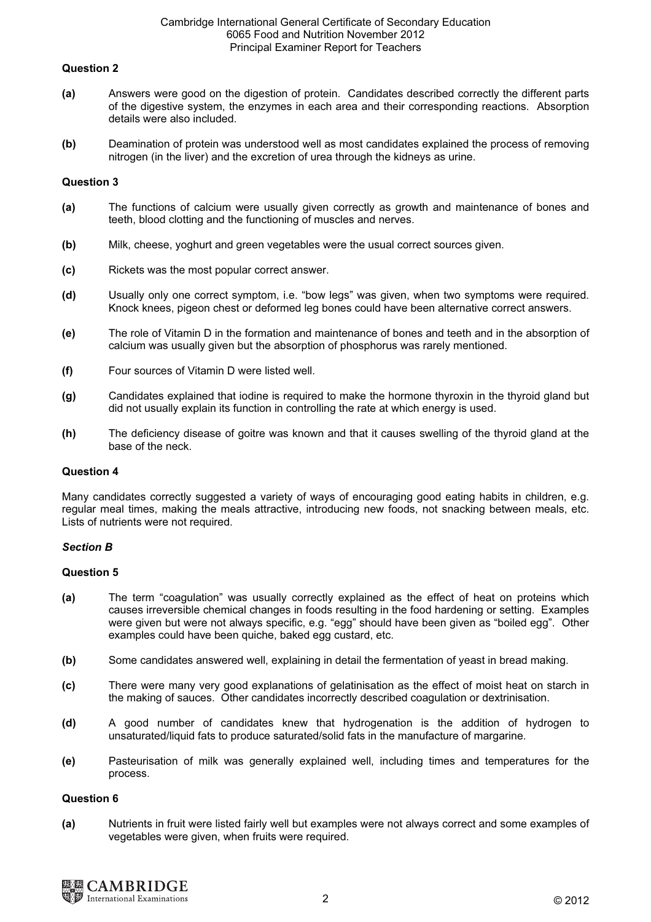### Question 2

**(a)** Answers were good on the digestion of protein. Candidates described correctly the different parts of the digestive system, the enzymes in each area and their corresponding reactions. Absorption details were also included.

**(b)** Deamination of protein was understood well as most candidates explained the process of removing nitrogen (in the liver) and the excretion of urea through the kidneys as urine.

### Question 3

**(a)** The functions of calcium were usually given correctly as growth and maintenance of bones and teeth, blood clotting and the functioning of muscles and nerves.

**(b)** Milk, cheese, yoghurt and green vegetables were the usual correct sources given.

**(c)** Rickets was the most popular correct answer.

**(d)** Usually only one correct symptom, i.e. "bow legs" was given, when two symptoms were required. Knock knees, pigeon chest or deformed leg bones could have been alternative correct answers.

**(e)** The role of Vitamin D in the formation and maintenance of bones and teeth and in the absorption of calcium was usually given but the absorption of phosphorus was rarely mentioned.

**(f)** Four sources of Vitamin D were listed well.

**(g)** Candidates explained that iodine is required to make the hormone thyroxin in the thyroid gland but did not usually explain its function in controlling the rate at which energy is used.

**(h)** The deficiency disease of goitre was known and that it causes swelling of the thyroid gland at the base of the neck.

### Question 4

Many candidates correctly suggested a variety of ways of encouraging good eating habits in children, e.g. regular meal times, making the meals attractive, introducing new foods, not snacking between meals, etc. Lists of nutrients were not required.

### *Section B*

### Question 5

**(a)** The term "coagulation" was usually correctly explained as the effect of heat on proteins which causes irreversible chemical changes in foods resulting in the food hardening or setting. Examples were given but were not always specific, e.g. "egg" should have been given as "boiled egg". Other examples could have been quiche, baked egg custard, etc.

**(b)** Some candidates answered well, explaining in detail the fermentation of yeast in bread making.

**(c)** There were many very good explanations of gelatinisation as the effect of moist heat on starch in the making of sauces. Other candidates incorrectly described coagulation or dextrinisation.

**(d)** A good number of candidates knew that hydrogenation is the addition of hydrogen to unsaturated/liquid fats to produce saturated/solid fats in the manufacture of margarine.

**(e)** Pasteurisation of milk was generally explained well, including times and temperatures for the process.

### Question 6

**(a)** Nutrients in fruit were listed fairly well but examples were not always correct and some examples of vegetables were given, when fruits were required.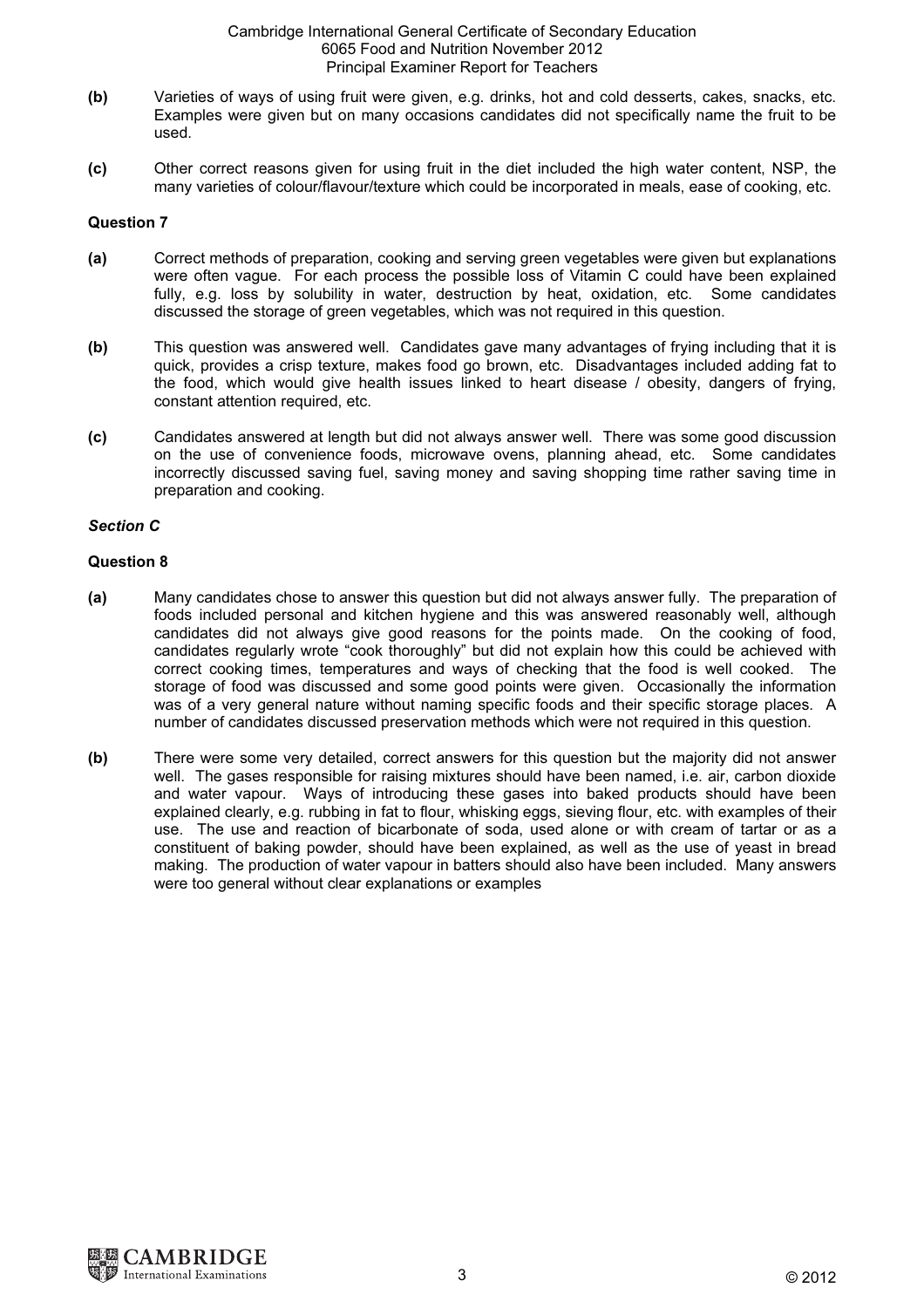**(b)** Varieties of ways of using fruit were given, e.g. drinks, hot and cold desserts, cakes, snacks, etc. Examples were given but on many occasions candidates did not specifically name the fruit to be used.

**(c)** Other correct reasons given for using fruit in the diet included the high water content, NSP, the many varieties of colour/flavour/texture which could be incorporated in meals, ease of cooking, etc.

### Question 7

**(a)** Correct methods of preparation, cooking and serving green vegetables were given but explanations were often vague. For each process the possible loss of Vitamin C could have been explained fully, e.g. loss by solubility in water, destruction by heat, oxidation, etc. Some candidates discussed the storage of green vegetables, which was not required in this question.

**(b)** This question was answered well. Candidates gave many advantages of frying including that it is quick, provides a crisp texture, makes food go brown, etc. Disadvantages included adding fat to the food, which would give health issues linked to heart disease / obesity, dangers of frying, constant attention required, etc.

**(c)** Candidates answered at length but did not always answer well. There was some good discussion on the use of convenience foods, microwave ovens, planning ahead, etc. Some candidates incorrectly discussed saving fuel, saving money and saving shopping time rather saving time in preparation and cooking.

## *Section C*

### Question 8

**(a)** Many candidates chose to answer this question but did not always answer fully. The preparation of foods included personal and kitchen hygiene and this was answered reasonably well, although candidates did not always give good reasons for the points made. On the cooking of food, candidates regularly wrote "cook thoroughly" but did not explain how this could be achieved with correct cooking times, temperatures and ways of checking that the food is well cooked. The storage of food was discussed and some good points were given. Occasionally the information was of a very general nature without naming specific foods and their specific storage places. A number of candidates discussed preservation methods which were not required in this question.

**(b)** There were some very detailed, correct answers for this question but the majority did not answer well. The gases responsible for raising mixtures should have been named, i.e. air, carbon dioxide and water vapour. Ways of introducing these gases into baked products should have been explained clearly, e.g. rubbing in fat to flour, whisking eggs, sieving flour, etc. with examples of their use. The use and reaction of bicarbonate of soda, used alone or with cream of tartar or as a constituent of baking powder, should have been explained, as well as the use of yeast in bread making. The production of water vapour in batters should also have been included. Many answers were too general without clear explanations or examples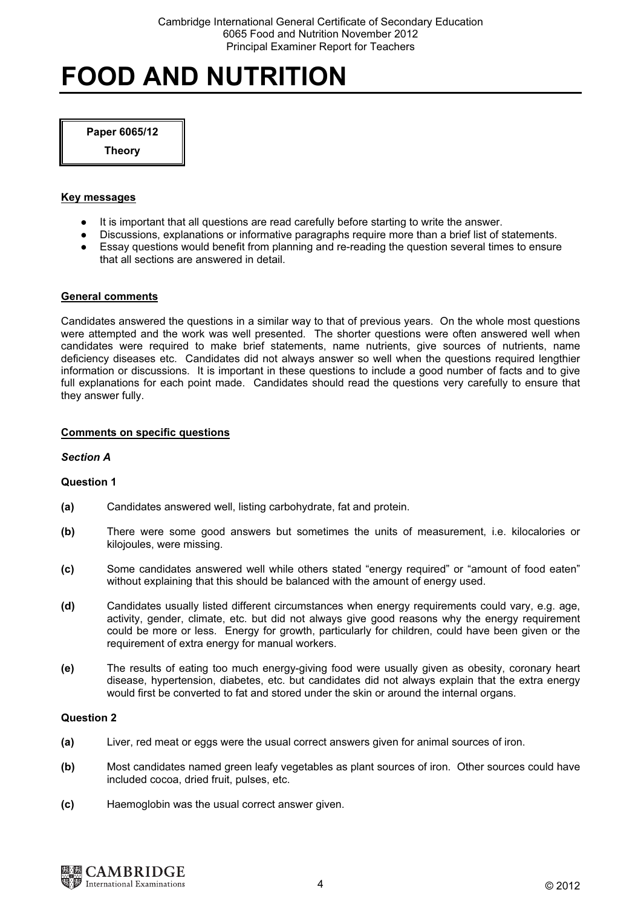# FOOD AND NUTRITION

**Paper 6065/12**

**Theory**

## Key messages

- It is important that all questions are read carefully before starting to write the answer.
- Discussions, explanations or informative paragraphs require more than a brief list of statements.
- Essay questions would benefit from planning and re-reading the question several times to ensure that all sections are answered in detail.

## General comments

Candidates answered the questions in a similar way to that of previous years. On the whole most questions were attempted and the work was well presented. The shorter questions were often answered well when candidates were required to make brief statements, name nutrients, give sources of nutrients, name deficiency diseases etc. Candidates did not always answer so well when the questions required lengthier information or discussions. It is important in these questions to include a good number of facts and to give full explanations for each point made. Candidates should read the questions very carefully to ensure that they answer fully.

## Comments on specific questions

### *Section A*

**Question 1**

**(a)** Candidates answered well, listing carbohydrate, fat and protein.

**(b)** There were some good answers but sometimes the units of measurement, i.e. kilocalories or kilojoules, were missing.

**(c)** Some candidates answered well while others stated "energy required" or "amount of food eaten" without explaining that this should be balanced with the amount of energy used.

**(d)** Candidates usually listed different circumstances when energy requirements could vary, e.g. age, activity, gender, climate, etc. but did not always give good reasons why the energy requirement could be more or less. Energy for growth, particularly for children, could have been given or the requirement of extra energy for manual workers.

**(e)** The results of eating too much energy-giving food were usually given as obesity, coronary heart disease, hypertension, diabetes, etc. but candidates did not always explain that the extra energy would first be converted to fat and stored under the skin or around the internal organs.

**Question 2**

**(a)** Liver, red meat or eggs were the usual correct answers given for animal sources of iron.

**(b)** Most candidates named green leafy vegetables as plant sources of iron. Other sources could have included cocoa, dried fruit, pulses, etc.

**(c)** Haemoglobin was the usual correct answer given.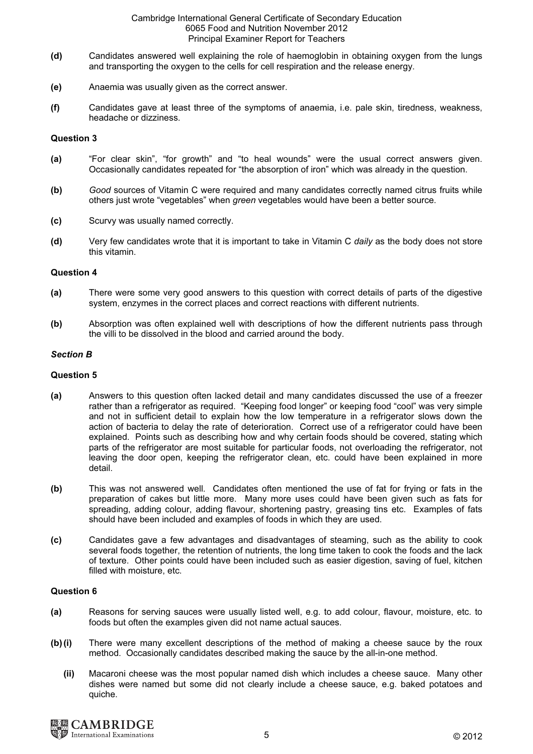**(d)** Candidates answered well explaining the role of haemoglobin in obtaining oxygen from the lungs and transporting the oxygen to the cells for cell respiration and the release energy.

**(e)** Anaemia was usually given as the correct answer.

**(f)** Candidates gave at least three of the symptoms of anaemia, i.e. pale skin, tiredness, weakness, headache or dizziness.

**Question 3**

**(a)** "For clear skin", "for growth" and "to heal wounds" were the usual correct answers given. Occasionally candidates repeated for "the absorption of iron" which was already in the question.

**(b)** *Good* sources of Vitamin C were required and many candidates correctly named citrus fruits while others just wrote "vegetables" when *green* vegetables would have been a better source.

**(c)** Scurvy was usually named correctly.

**(d)** Very few candidates wrote that it is important to take in Vitamin C *daily* as the body does not store this vitamin.

**Question 4**

**(a)** There were some very good answers to this question with correct details of parts of the digestive system, enzymes in the correct places and correct reactions with different nutrients.

**(b)** Absorption was often explained well with descriptions of how the different nutrients pass through the villi to be dissolved in the blood and carried around the body.

***Section B***

**Question 5**

**(a)** Answers to this question often lacked detail and many candidates discussed the use of a freezer rather than a refrigerator as required. "Keeping food longer" or keeping food "cool" was very simple and not in sufficient detail to explain how the low temperature in a refrigerator slows down the action of bacteria to delay the rate of deterioration. Correct use of a refrigerator could have been explained. Points such as describing how and why certain foods should be covered, stating which parts of the refrigerator are most suitable for particular foods, not overloading the refrigerator, not leaving the door open, keeping the refrigerator clean, etc. could have been explained in more detail.

**(b)** This was not answered well. Candidates often mentioned the use of fat for frying or fats in the preparation of cakes but little more. Many more uses could have been given such as fats for spreading, adding colour, adding flavour, shortening pastry, greasing tins etc. Examples of fats should have been included and examples of foods in which they are used.

**(c)** Candidates gave a few advantages and disadvantages of steaming, such as the ability to cook several foods together, the retention of nutrients, the long time taken to cook the foods and the lack of texture. Other points could have been included such as easier digestion, saving of fuel, kitchen filled with moisture, etc.

**Question 6**

**(a)** Reasons for serving sauces were usually listed well, e.g. to add colour, flavour, moisture, etc. to foods but often the examples given did not name actual sauces.

**(b) (i)** There were many excellent descriptions of the method of making a cheese sauce by the roux method. Occasionally candidates described making the sauce by the all-in-one method.

**(ii)** Macaroni cheese was the most popular named dish which includes a cheese sauce. Many other dishes were named but some did not clearly include a cheese sauce, e.g. baked potatoes and quiche.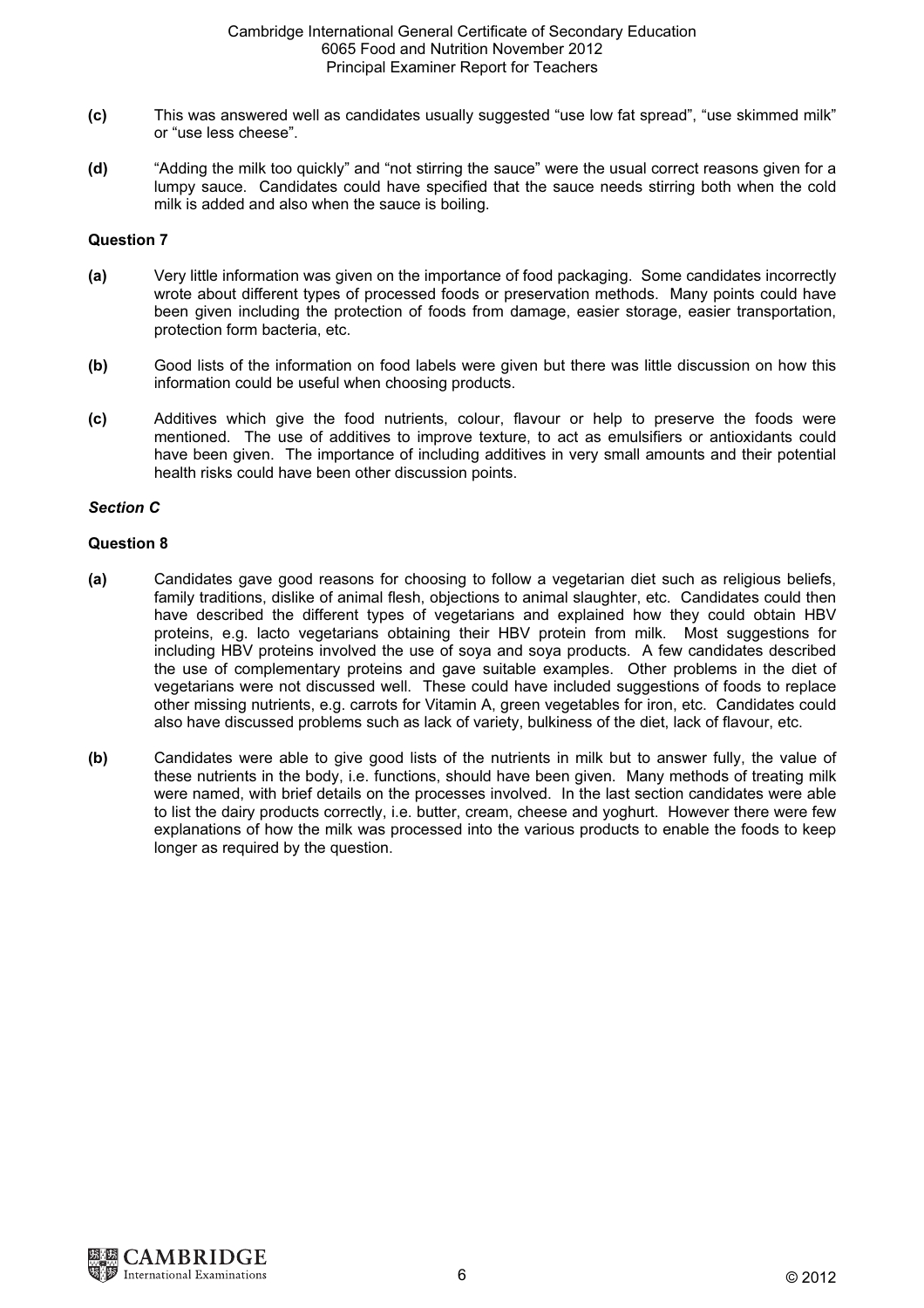**(c)** This was answered well as candidates usually suggested "use low fat spread", "use skimmed milk" or "use less cheese".

**(d)** "Adding the milk too quickly" and "not stirring the sauce" were the usual correct reasons given for a lumpy sauce. Candidates could have specified that the sauce needs stirring both when the cold milk is added and also when the sauce is boiling.

**Question 7**

**(a)** Very little information was given on the importance of food packaging. Some candidates incorrectly wrote about different types of processed foods or preservation methods. Many points could have been given including the protection of foods from damage, easier storage, easier transportation, protection form bacteria, etc.

**(b)** Good lists of the information on food labels were given but there was little discussion on how this information could be useful when choosing products.

**(c)** Additives which give the food nutrients, colour, flavour or help to preserve the foods were mentioned. The use of additives to improve texture, to act as emulsifiers or antioxidants could have been given. The importance of including additives in very small amounts and their potential health risks could have been other discussion points.

***Section C***

**Question 8**

**(a)** Candidates gave good reasons for choosing to follow a vegetarian diet such as religious beliefs, family traditions, dislike of animal flesh, objections to animal slaughter, etc. Candidates could then have described the different types of vegetarians and explained how they could obtain HBV proteins, e.g. lacto vegetarians obtaining their HBV protein from milk. Most suggestions for including HBV proteins involved the use of soya and soya products. A few candidates described the use of complementary proteins and gave suitable examples. Other problems in the diet of vegetarians were not discussed well. These could have included suggestions of foods to replace other missing nutrients, e.g. carrots for Vitamin A, green vegetables for iron, etc. Candidates could also have discussed problems such as lack of variety, bulkiness of the diet, lack of flavour, etc.

**(b)** Candidates were able to give good lists of the nutrients in milk but to answer fully, the value of these nutrients in the body, i.e. functions, should have been given. Many methods of treating milk were named, with brief details on the processes involved. In the last section candidates were able to list the dairy products correctly, i.e. butter, cream, cheese and yoghurt. However there were few explanations of how the milk was processed into the various products to enable the foods to keep longer as required by the question.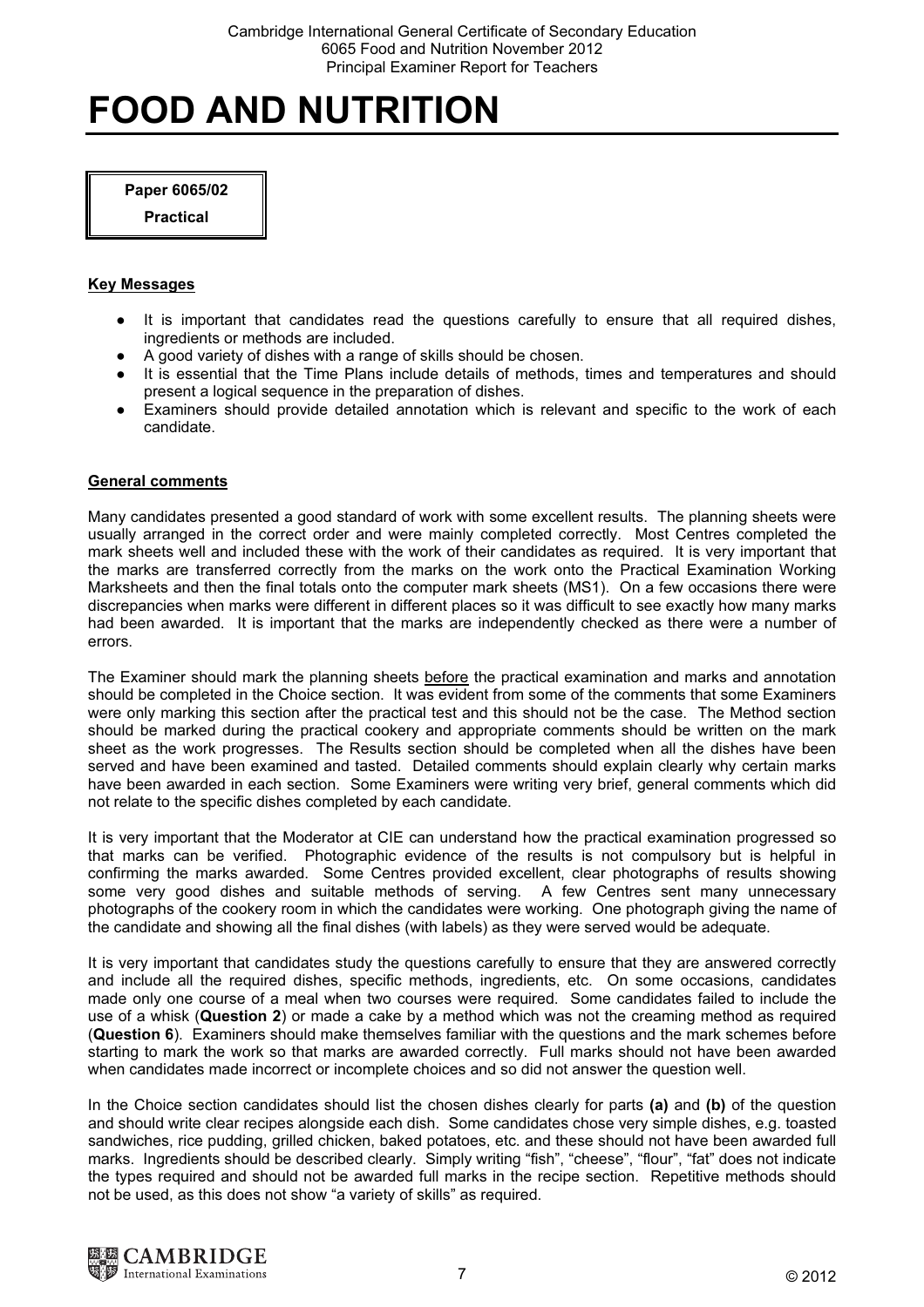# FOOD AND NUTRITION

**Paper 6065/02**

**Practical**

## Key Messages

- It is important that candidates read the questions carefully to ensure that all required dishes, ingredients or methods are included.
- A good variety of dishes with a range of skills should be chosen.
- It is essential that the Time Plans include details of methods, times and temperatures and should present a logical sequence in the preparation of dishes.
- Examiners should provide detailed annotation which is relevant and specific to the work of each candidate.

## General comments

Many candidates presented a good standard of work with some excellent results. The planning sheets were usually arranged in the correct order and were mainly completed correctly. Most Centres completed the mark sheets well and included these with the work of their candidates as required. It is very important that the marks are transferred correctly from the marks on the work onto the Practical Examination Working Marksheets and then the final totals onto the computer mark sheets (MS1). On a few occasions there were discrepancies when marks were different in different places so it was difficult to see exactly how many marks had been awarded. It is important that the marks are independently checked as there were a number of errors.

The Examiner should mark the planning sheets before the practical examination and marks and annotation should be completed in the Choice section. It was evident from some of the comments that some Examiners were only marking this section after the practical test and this should not be the case. The Method section should be marked during the practical cookery and appropriate comments should be written on the mark sheet as the work progresses. The Results section should be completed when all the dishes have been served and have been examined and tasted. Detailed comments should explain clearly why certain marks have been awarded in each section. Some Examiners were writing very brief, general comments which did not relate to the specific dishes completed by each candidate.

It is very important that the Moderator at CIE can understand how the practical examination progressed so that marks can be verified. Photographic evidence of the results is not compulsory but is helpful in confirming the marks awarded. Some Centres provided excellent, clear photographs of results showing some very good dishes and suitable methods of serving. A few Centres sent many unnecessary photographs of the cookery room in which the candidates were working. One photograph giving the name of the candidate and showing all the final dishes (with labels) as they were served would be adequate.

It is very important that candidates study the questions carefully to ensure that they are answered correctly and include all the required dishes, specific methods, ingredients, etc. On some occasions, candidates made only one course of a meal when two courses were required. Some candidates failed to include the use of a whisk (**Question 2**) or made a cake by a method which was not the creaming method as required (**Question 6**). Examiners should make themselves familiar with the questions and the mark schemes before starting to mark the work so that marks are awarded correctly. Full marks should not have been awarded when candidates made incorrect or incomplete choices and so did not answer the question well.

In the Choice section candidates should list the chosen dishes clearly for parts **(a)** and **(b)** of the question and should write clear recipes alongside each dish. Some candidates chose very simple dishes, e.g. toasted sandwiches, rice pudding, grilled chicken, baked potatoes, etc. and these should not have been awarded full marks. Ingredients should be described clearly. Simply writing "fish", "cheese", "flour", "fat" does not indicate the types required and should not be awarded full marks in the recipe section. Repetitive methods should not be used, as this does not show "a variety of skills" as required.